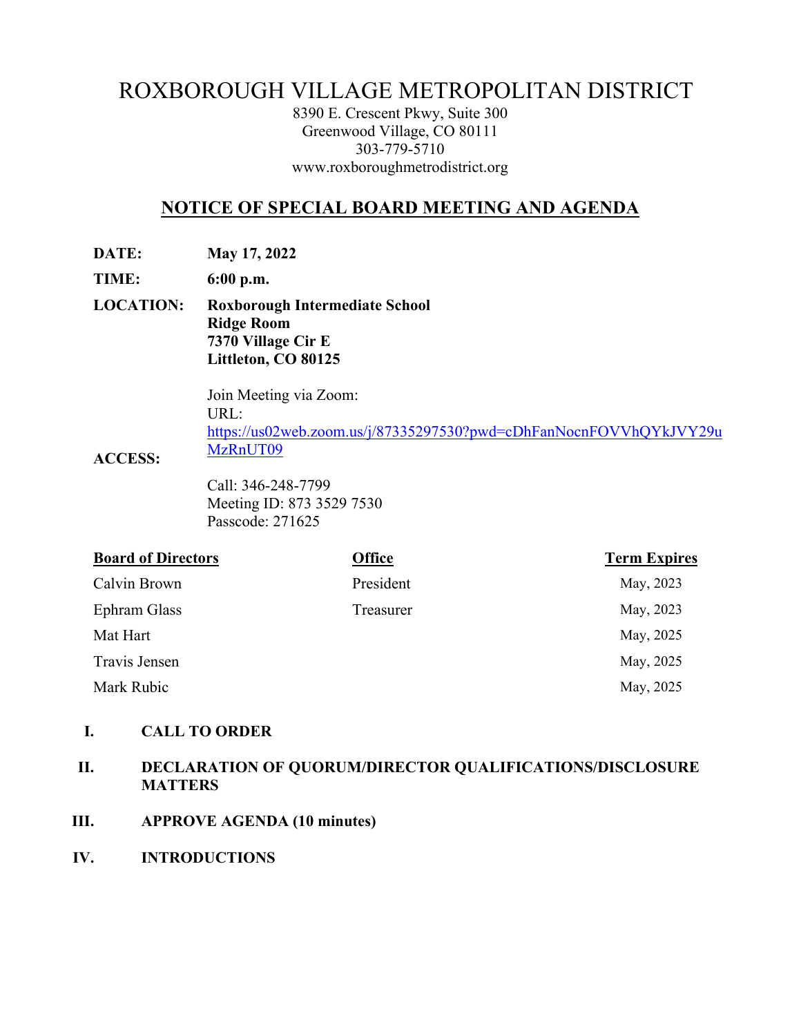# ROXBOROUGH VILLAGE METROPOLITAN DISTRICT

8390 E. Crescent Pkwy, Suite 300
Greenwood Village, CO 80111
303-779-5710
www.roxboroughmetrodistrict.org

## NOTICE OF SPECIAL BOARD MEETING AND AGENDA

**DATE:** **May 17, 2022**

**TIME:** **6:00 p.m.**

**LOCATION:** **Roxborough Intermediate School**
**Ridge Room**
**7370 Village Cir E**
**Littleton, CO 80125**

**ACCESS:**
Join Meeting via Zoom:
URL:
https://us02web.zoom.us/j/87335297530?pwd=cDhFanNocnFOVVhQYkJVY29uMzRnUT09

Call: 346-248-7799
Meeting ID: 873 3529 7530
Passcode: 271625

| Board of Directors | Office | Term Expires |
| --- | --- | --- |
| Calvin Brown | President | May, 2023 |
| Ephram Glass | Treasurer | May, 2023 |
| Mat Hart | | May, 2025 |
| Travis Jensen | | May, 2025 |
| Mark Rubic | | May, 2025 |

**I. CALL TO ORDER**

**II. DECLARATION OF QUORUM/DIRECTOR QUALIFICATIONS/DISCLOSURE MATTERS**

**III. APPROVE AGENDA (10 minutes)**

**IV. INTRODUCTIONS**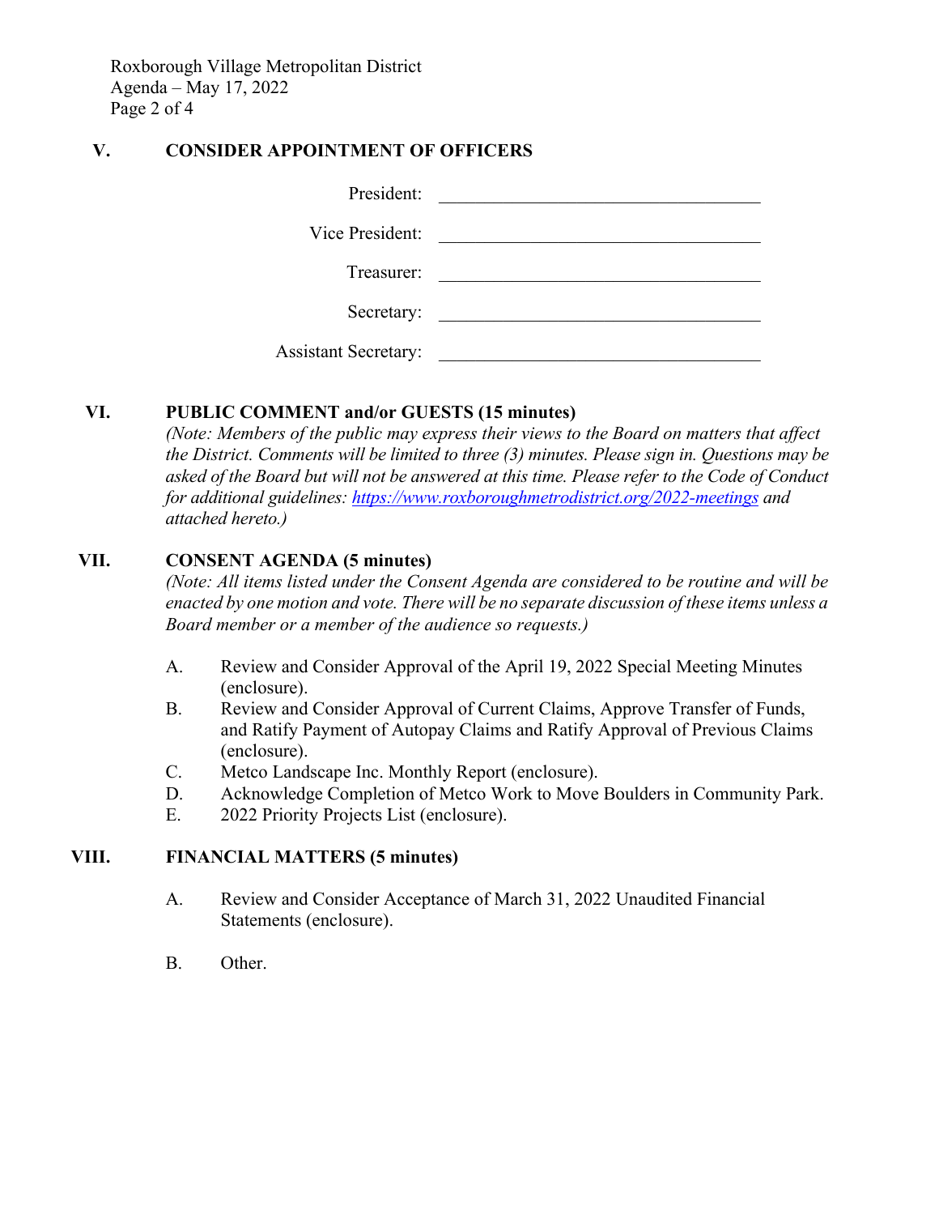## V. CONSIDER APPOINTMENT OF OFFICERS

President: ______________________________

Vice President: ______________________________

Treasurer: ______________________________

Secretary: ______________________________

Assistant Secretary: ______________________________

## VI. PUBLIC COMMENT and/or GUESTS (15 minutes)

*(Note: Members of the public may express their views to the Board on matters that affect the District. Comments will be limited to three (3) minutes. Please sign in. Questions may be asked of the Board but will not be answered at this time. Please refer to the Code of Conduct for additional guidelines: https://www.roxboroughmetrodistrict.org/2022-meetings and attached hereto.)*

## VII. CONSENT AGENDA (5 minutes)

*(Note: All items listed under the Consent Agenda are considered to be routine and will be enacted by one motion and vote. There will be no separate discussion of these items unless a Board member or a member of the audience so requests.)*

A. Review and Consider Approval of the April 19, 2022 Special Meeting Minutes (enclosure).

B. Review and Consider Approval of Current Claims, Approve Transfer of Funds, and Ratify Payment of Autopay Claims and Ratify Approval of Previous Claims (enclosure).

C. Metco Landscape Inc. Monthly Report (enclosure).

D. Acknowledge Completion of Metco Work to Move Boulders in Community Park.

E. 2022 Priority Projects List (enclosure).

## VIII. FINANCIAL MATTERS (5 minutes)

A. Review and Consider Acceptance of March 31, 2022 Unaudited Financial Statements (enclosure).

B. Other.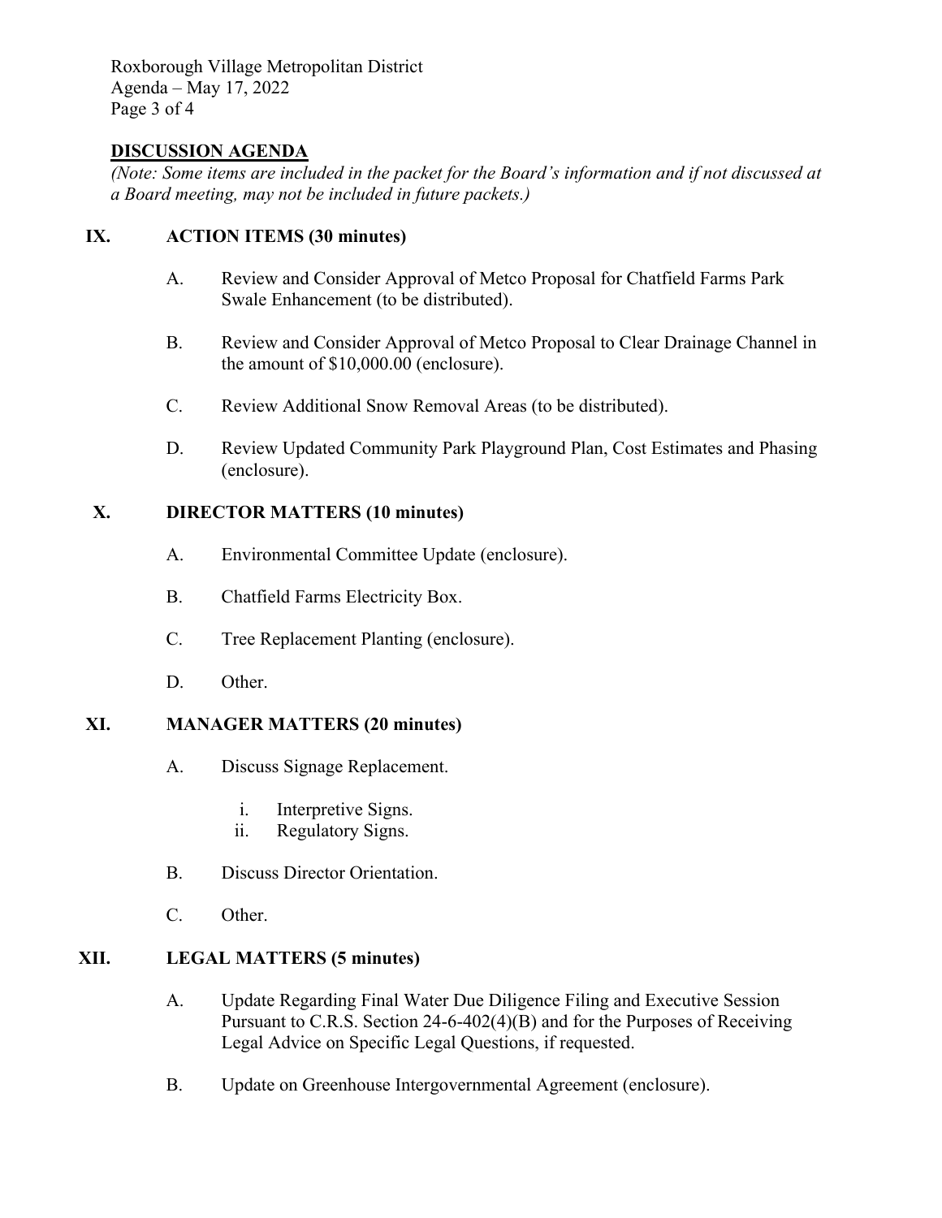## DISCUSSION AGENDA

*(Note: Some items are included in the packet for the Board's information and if not discussed at a Board meeting, may not be included in future packets.)*

### IX. ACTION ITEMS (30 minutes)

A. Review and Consider Approval of Metco Proposal for Chatfield Farms Park Swale Enhancement (to be distributed).

B. Review and Consider Approval of Metco Proposal to Clear Drainage Channel in the amount of $10,000.00 (enclosure).

C. Review Additional Snow Removal Areas (to be distributed).

D. Review Updated Community Park Playground Plan, Cost Estimates and Phasing (enclosure).

### X. DIRECTOR MATTERS (10 minutes)

A. Environmental Committee Update (enclosure).

B. Chatfield Farms Electricity Box.

C. Tree Replacement Planting (enclosure).

D. Other.

### XI. MANAGER MATTERS (20 minutes)

A. Discuss Signage Replacement.

  i. Interpretive Signs.
  ii. Regulatory Signs.

B. Discuss Director Orientation.

C. Other.

### XII. LEGAL MATTERS (5 minutes)

A. Update Regarding Final Water Due Diligence Filing and Executive Session Pursuant to C.R.S. Section 24-6-402(4)(B) and for the Purposes of Receiving Legal Advice on Specific Legal Questions, if requested.

B. Update on Greenhouse Intergovernmental Agreement (enclosure).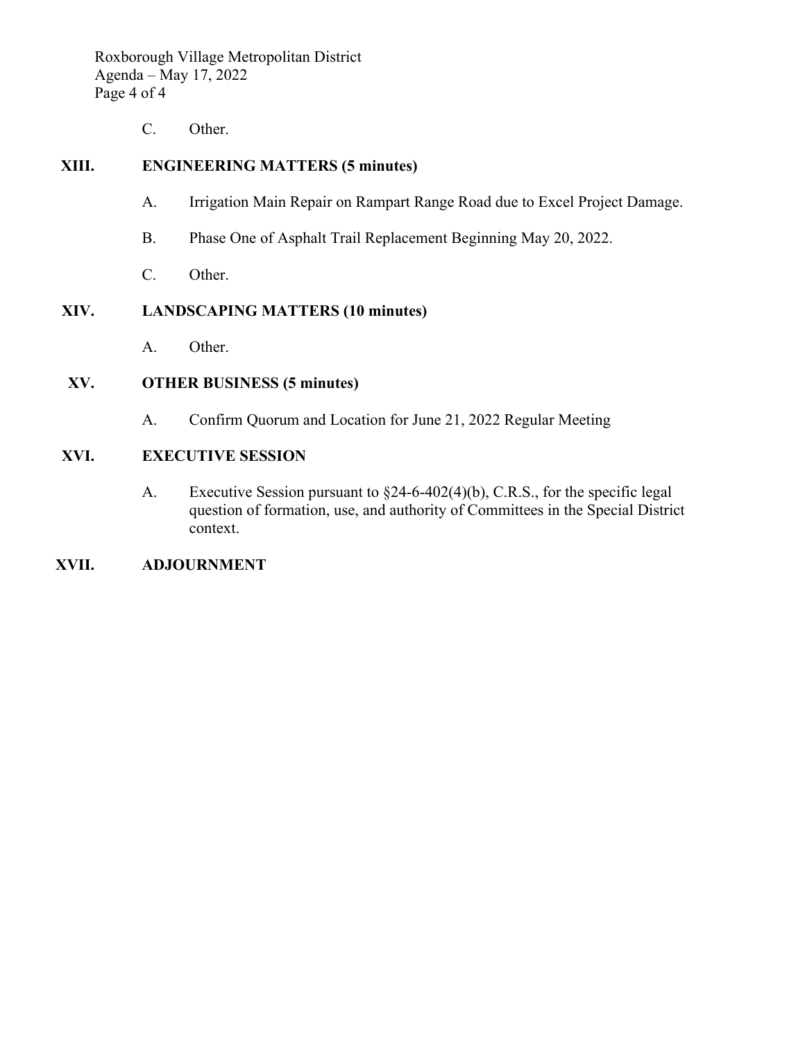C. Other.

**XIII. ENGINEERING MATTERS (5 minutes)**

A. Irrigation Main Repair on Rampart Range Road due to Excel Project Damage.

B. Phase One of Asphalt Trail Replacement Beginning May 20, 2022.

C. Other.

**XIV. LANDSCAPING MATTERS (10 minutes)**

A. Other.

**XV. OTHER BUSINESS (5 minutes)**

A. Confirm Quorum and Location for June 21, 2022 Regular Meeting

**XVI. EXECUTIVE SESSION**

A. Executive Session pursuant to §24-6-402(4)(b), C.R.S., for the specific legal question of formation, use, and authority of Committees in the Special District context.

**XVII. ADJOURNMENT**